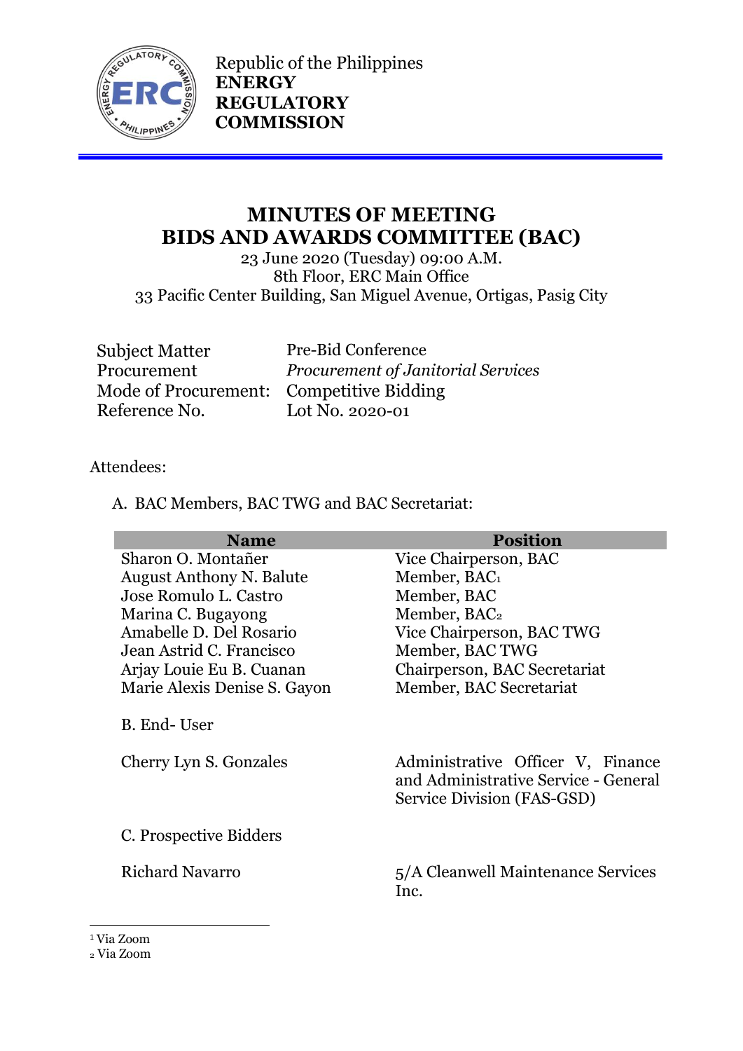Republic of the Philippines
**ENERGY REGULATORY COMMISSION**

# MINUTES OF MEETING
# BIDS AND AWARDS COMMITTEE (BAC)

23 June 2020 (Tuesday) 09:00 A.M.
8th Floor, ERC Main Office
33 Pacific Center Building, San Miguel Avenue, Ortigas, Pasig City

| | |
|---|---|
| Subject Matter | Pre-Bid Conference |
| Procurement | *Procurement of Janitorial Services* |
| Mode of Procurement: | Competitive Bidding |
| Reference No. | Lot No. 2020-01 |

Attendees:

A. BAC Members, BAC TWG and BAC Secretariat:

| Name | Position |
|---|---|
| Sharon O. Montañer | Vice Chairperson, BAC |
| August Anthony N. Balute | Member, BAC[1] |
| Jose Romulo L. Castro | Member, BAC |
| Marina C. Bugayong | Member, BAC[2] |
| Amabelle D. Del Rosario | Vice Chairperson, BAC TWG |
| Jean Astrid C. Francisco | Member, BAC TWG |
| Arjay Louie Eu B. Cuanan | Chairperson, BAC Secretariat |
| Marie Alexis Denise S. Gayon | Member, BAC Secretariat |

B. End- User

| | |
|---|---|
| Cherry Lyn S. Gonzales | Administrative Officer V, Finance and Administrative Service - General Service Division (FAS-GSD) |

C. Prospective Bidders

| | |
|---|---|
| Richard Navarro | 5/A Cleanwell Maintenance Services Inc. |

[1] Via Zoom
[2] Via Zoom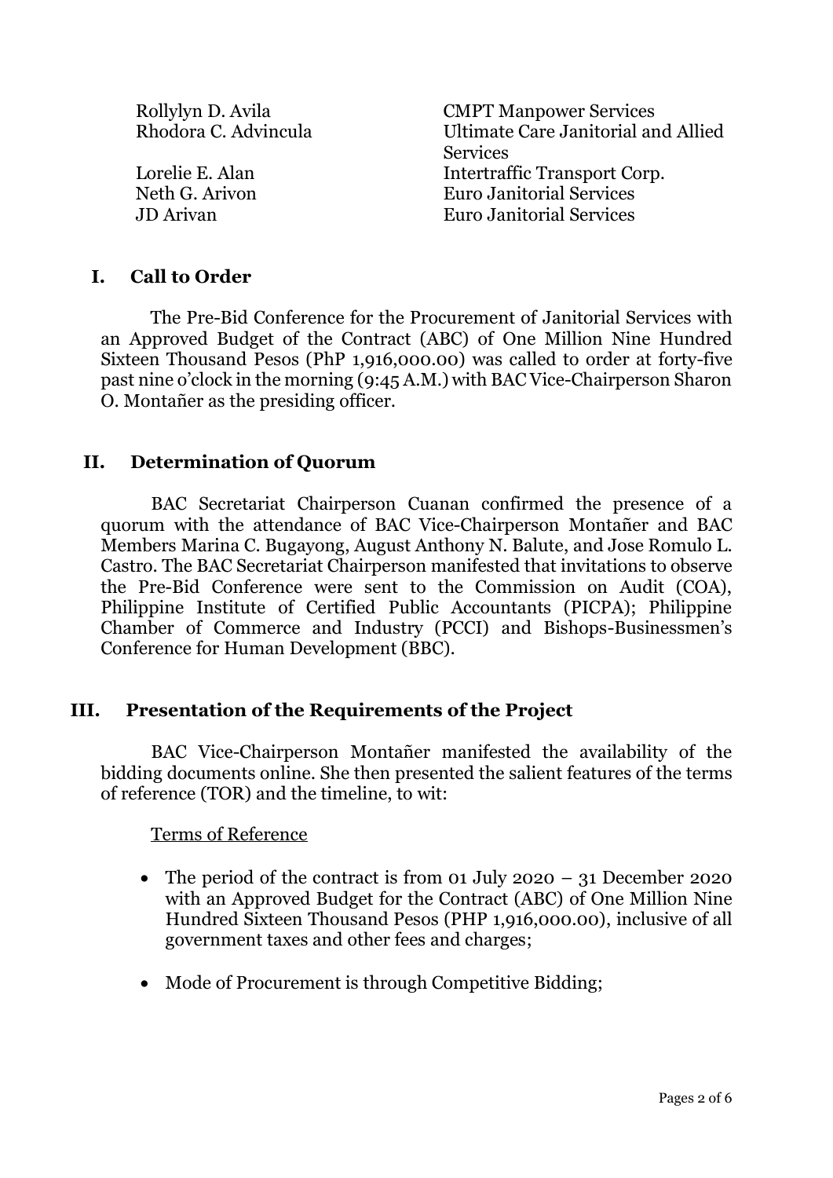| | |
|---|---|
| Rollylyn D. Avila | CMPT Manpower Services |
| Rhodora C. Advincula | Ultimate Care Janitorial and Allied Services |
| Lorelie E. Alan | Intertraffic Transport Corp. |
| Neth G. Arivon | Euro Janitorial Services |
| JD Arivan | Euro Janitorial Services |

## I. Call to Order

The Pre-Bid Conference for the Procurement of Janitorial Services with an Approved Budget of the Contract (ABC) of One Million Nine Hundred Sixteen Thousand Pesos (PhP 1,916,000.00) was called to order at forty-five past nine o'clock in the morning (9:45 A.M.) with BAC Vice-Chairperson Sharon O. Montañer as the presiding officer.

## II. Determination of Quorum

BAC Secretariat Chairperson Cuanan confirmed the presence of a quorum with the attendance of BAC Vice-Chairperson Montañer and BAC Members Marina C. Bugayong, August Anthony N. Balute, and Jose Romulo L. Castro. The BAC Secretariat Chairperson manifested that invitations to observe the Pre-Bid Conference were sent to the Commission on Audit (COA), Philippine Institute of Certified Public Accountants (PICPA); Philippine Chamber of Commerce and Industry (PCCI) and Bishops-Businessmen's Conference for Human Development (BBC).

## III. Presentation of the Requirements of the Project

BAC Vice-Chairperson Montañer manifested the availability of the bidding documents online. She then presented the salient features of the terms of reference (TOR) and the timeline, to wit:

Terms of Reference

- The period of the contract is from 01 July 2020 – 31 December 2020 with an Approved Budget for the Contract (ABC) of One Million Nine Hundred Sixteen Thousand Pesos (PHP 1,916,000.00), inclusive of all government taxes and other fees and charges;
- Mode of Procurement is through Competitive Bidding;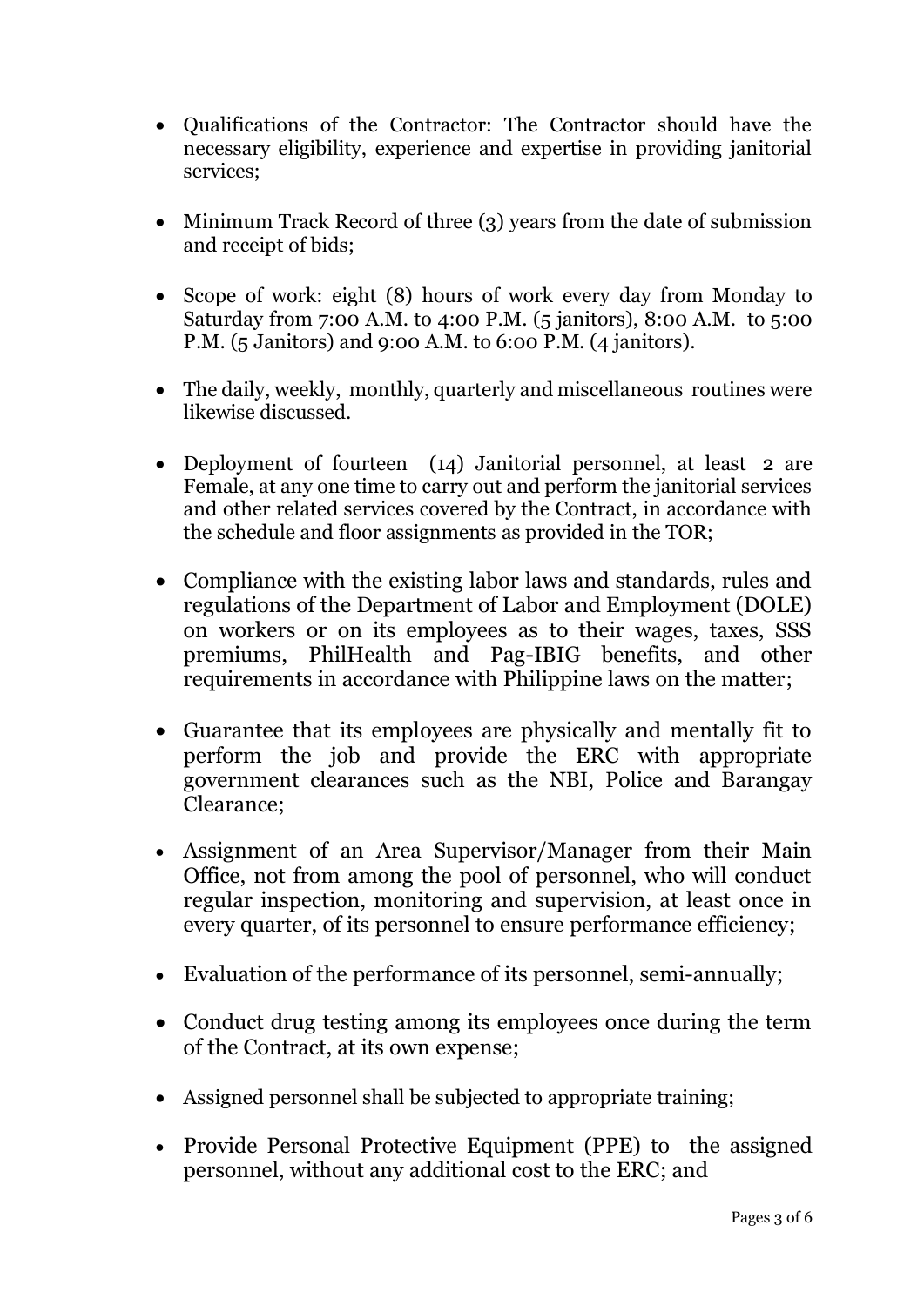- Qualifications of the Contractor: The Contractor should have the necessary eligibility, experience and expertise in providing janitorial services;

- Minimum Track Record of three (3) years from the date of submission and receipt of bids;

- Scope of work: eight (8) hours of work every day from Monday to Saturday from 7:00 A.M. to 4:00 P.M. (5 janitors), 8:00 A.M. to 5:00 P.M. (5 Janitors) and 9:00 A.M. to 6:00 P.M. (4 janitors).

- The daily, weekly, monthly, quarterly and miscellaneous routines were likewise discussed.

- Deployment of fourteen (14) Janitorial personnel, at least 2 are Female, at any one time to carry out and perform the janitorial services and other related services covered by the Contract, in accordance with the schedule and floor assignments as provided in the TOR;

- Compliance with the existing labor laws and standards, rules and regulations of the Department of Labor and Employment (DOLE) on workers or on its employees as to their wages, taxes, SSS premiums, PhilHealth and Pag-IBIG benefits, and other requirements in accordance with Philippine laws on the matter;

- Guarantee that its employees are physically and mentally fit to perform the job and provide the ERC with appropriate government clearances such as the NBI, Police and Barangay Clearance;

- Assignment of an Area Supervisor/Manager from their Main Office, not from among the pool of personnel, who will conduct regular inspection, monitoring and supervision, at least once in every quarter, of its personnel to ensure performance efficiency;

- Evaluation of the performance of its personnel, semi-annually;

- Conduct drug testing among its employees once during the term of the Contract, at its own expense;

- Assigned personnel shall be subjected to appropriate training;

- Provide Personal Protective Equipment (PPE) to the assigned personnel, without any additional cost to the ERC; and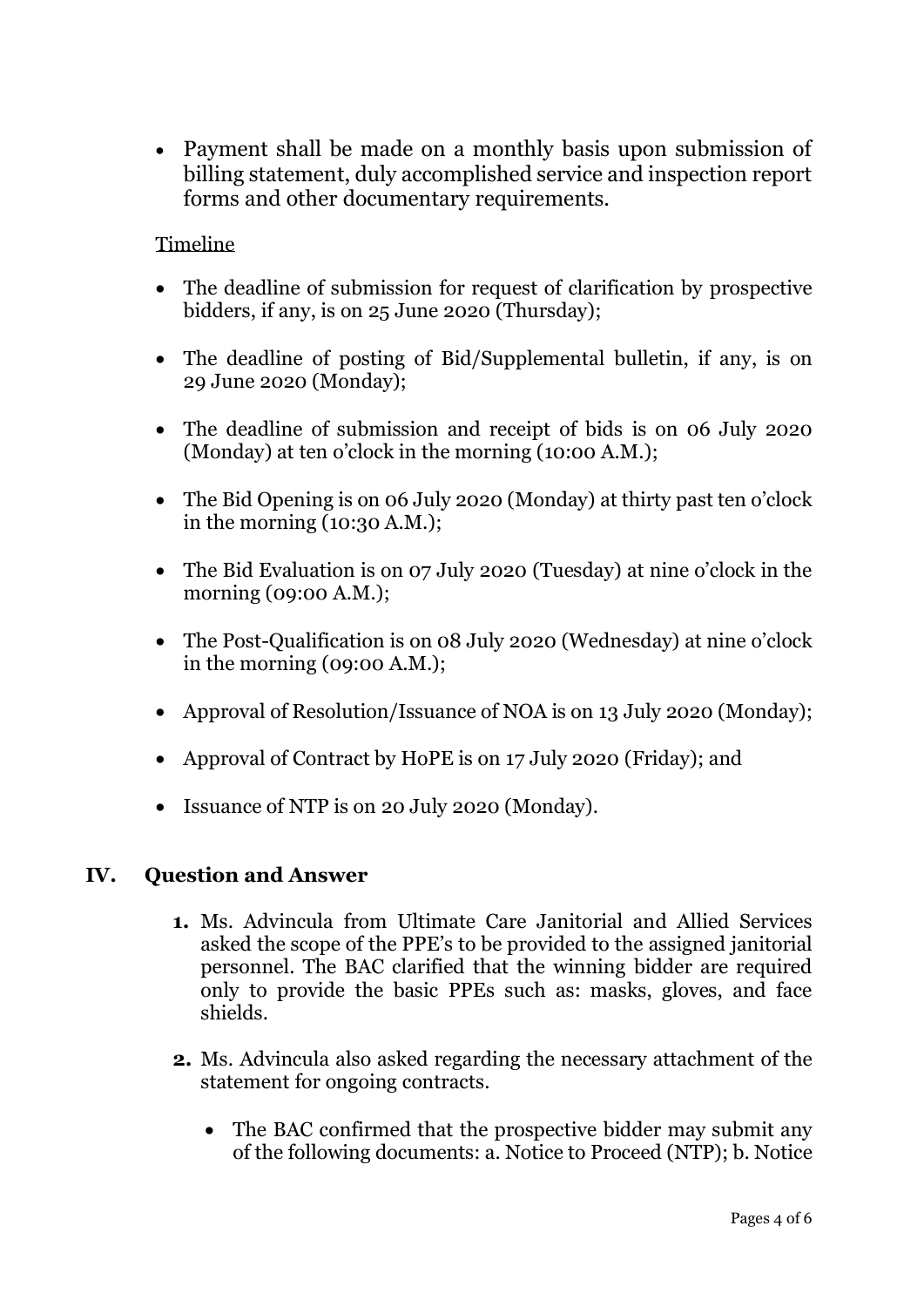- Payment shall be made on a monthly basis upon submission of billing statement, duly accomplished service and inspection report forms and other documentary requirements.

Timeline

- The deadline of submission for request of clarification by prospective bidders, if any, is on 25 June 2020 (Thursday);
- The deadline of posting of Bid/Supplemental bulletin, if any, is on 29 June 2020 (Monday);
- The deadline of submission and receipt of bids is on 06 July 2020 (Monday) at ten o'clock in the morning (10:00 A.M.);
- The Bid Opening is on 06 July 2020 (Monday) at thirty past ten o'clock in the morning (10:30 A.M.);
- The Bid Evaluation is on 07 July 2020 (Tuesday) at nine o'clock in the morning (09:00 A.M.);
- The Post-Qualification is on 08 July 2020 (Wednesday) at nine o'clock in the morning (09:00 A.M.);
- Approval of Resolution/Issuance of NOA is on 13 July 2020 (Monday);
- Approval of Contract by HoPE is on 17 July 2020 (Friday); and
- Issuance of NTP is on 20 July 2020 (Monday).

## IV. Question and Answer

1. Ms. Advincula from Ultimate Care Janitorial and Allied Services asked the scope of the PPE's to be provided to the assigned janitorial personnel. The BAC clarified that the winning bidder are required only to provide the basic PPEs such as: masks, gloves, and face shields.

2. Ms. Advincula also asked regarding the necessary attachment of the statement for ongoing contracts.

   - The BAC confirmed that the prospective bidder may submit any of the following documents: a. Notice to Proceed (NTP); b. Notice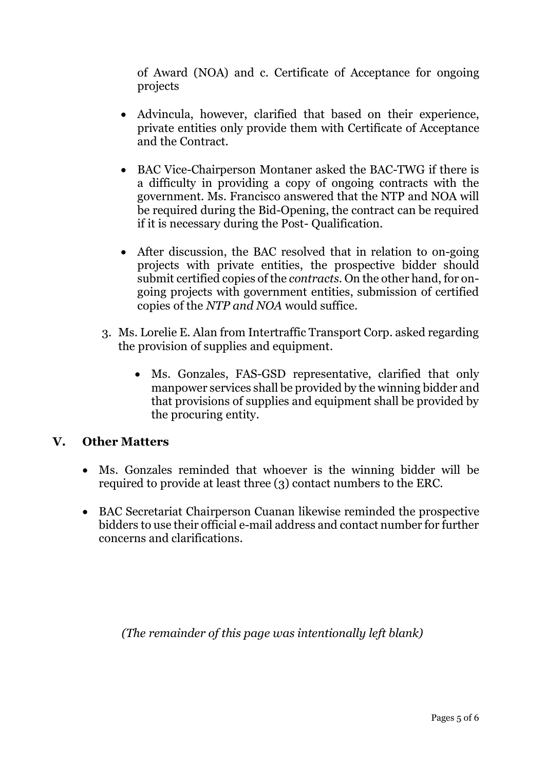of Award (NOA) and c. Certificate of Acceptance for ongoing projects

- Advincula, however, clarified that based on their experience, private entities only provide them with Certificate of Acceptance and the Contract.

- BAC Vice-Chairperson Montaner asked the BAC-TWG if there is a difficulty in providing a copy of ongoing contracts with the government. Ms. Francisco answered that the NTP and NOA will be required during the Bid-Opening, the contract can be required if it is necessary during the Post- Qualification.

- After discussion, the BAC resolved that in relation to on-going projects with private entities, the prospective bidder should submit certified copies of the *contracts*. On the other hand, for on-going projects with government entities, submission of certified copies of the *NTP and NOA* would suffice.

3. Ms. Lorelie E. Alan from Intertraffic Transport Corp. asked regarding the provision of supplies and equipment.

   - Ms. Gonzales, FAS-GSD representative, clarified that only manpower services shall be provided by the winning bidder and that provisions of supplies and equipment shall be provided by the procuring entity.

## V. Other Matters

- Ms. Gonzales reminded that whoever is the winning bidder will be required to provide at least three (3) contact numbers to the ERC.

- BAC Secretariat Chairperson Cuanan likewise reminded the prospective bidders to use their official e-mail address and contact number for further concerns and clarifications.

*(The remainder of this page was intentionally left blank)*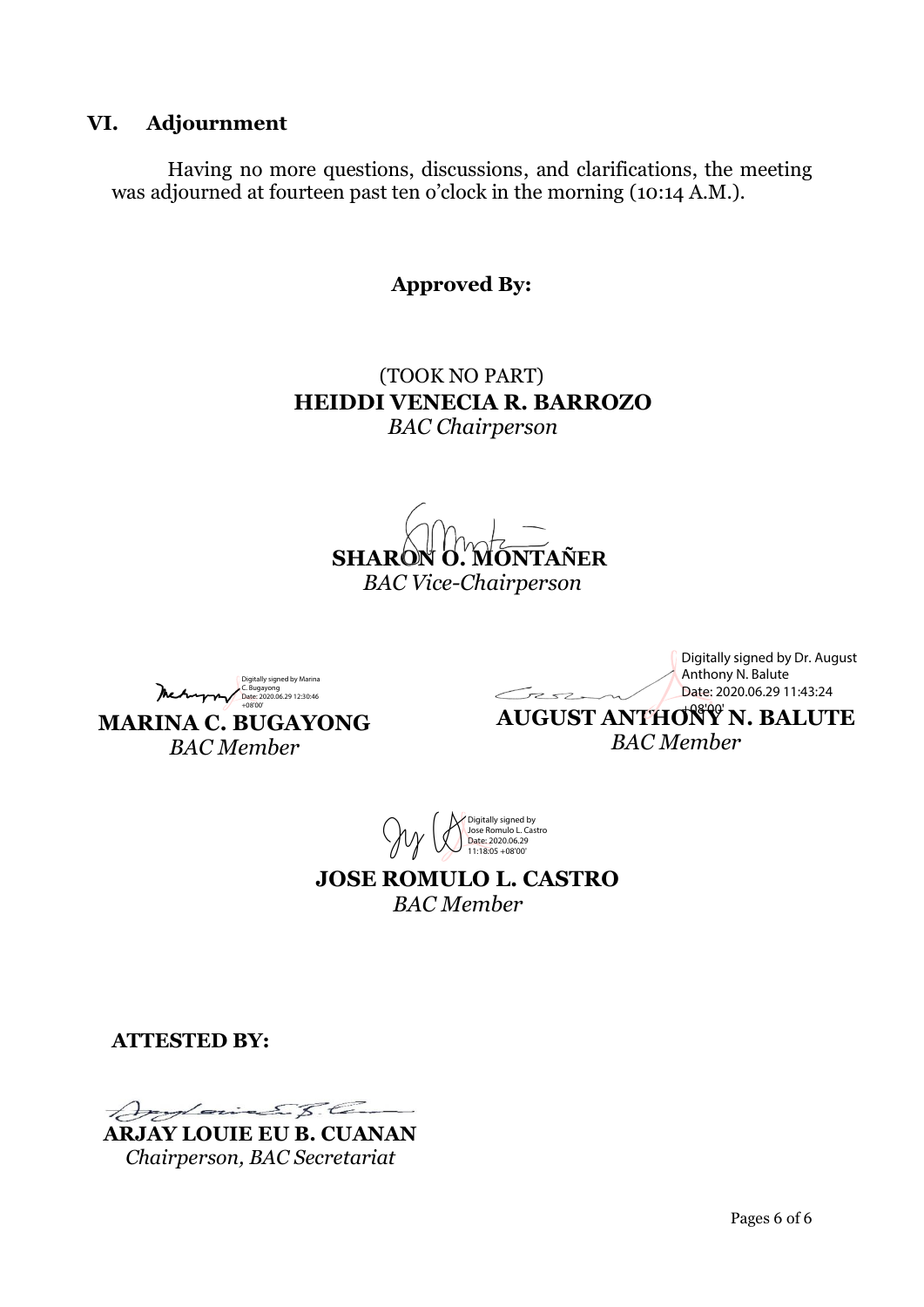## VI. Adjournment

Having no more questions, discussions, and clarifications, the meeting was adjourned at fourteen past ten o'clock in the morning (10:14 A.M.).

**Approved By:**

(TOOK NO PART)
**HEIDDI VENECIA R. BARROZO**
*BAC Chairperson*

**SHARON O. MONTAÑER**
*BAC Vice-Chairperson*

Digitally signed by Marina C. Bugayong
Date: 2020.06.29 12:30:46 +08'00'

**MARINA C. BUGAYONG**
*BAC Member*

Digitally signed by Dr. August Anthony N. Balute
Date: 2020.06.29 11:43:24 +08'00'

**AUGUST ANTHONY N. BALUTE**
*BAC Member*

Digitally signed by Jose Romulo L. Castro
Date: 2020.06.29 11:18:05 +08'00'

**JOSE ROMULO L. CASTRO**
*BAC Member*

**ATTESTED BY:**

**ARJAY LOUIE EU B. CUANAN**
*Chairperson, BAC Secretariat*